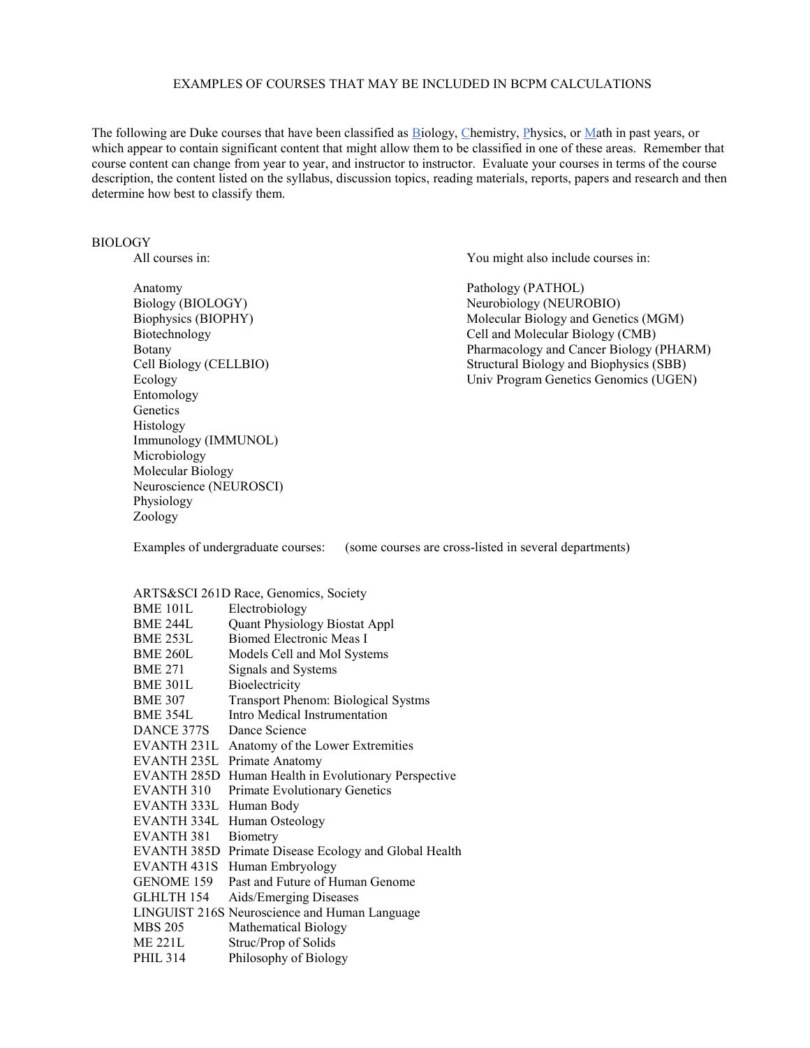# EXAMPLES OF COURSES THAT MAY BE INCLUDED IN BCPM CALCULATIONS

The following are Duke courses that have been classified as Biology, Chemistry, Physics, or Math in past years, or which appear to contain significant content that might allow them to be classified in one of these areas. Remember that course content can change from year to year, and instructor to instructor. Evaluate your courses in terms of the course description, the content listed on the syllabus, discussion topics, reading materials, reports, papers and research and then determine how best to classify them.

## BIOLOGY

All courses in:

- Anatomy
- Biology (BIOLOGY)
- Biophysics (BIOPHY)
- Biotechnology
- Botany
- Cell Biology (CELLBIO)
- Ecology
- Entomology
- Genetics
- Histology
- Immunology (IMMUNOL)
- Microbiology
- Molecular Biology
- Neuroscience (NEUROSCI)
- Physiology
- Zoology

You might also include courses in:

- Pathology (PATHOL)
- Neurobiology (NEUROBIO)
- Molecular Biology and Genetics (MGM)
- Cell and Molecular Biology (CMB)
- Pharmacology and Cancer Biology (PHARM)
- Structural Biology and Biophysics (SBB)
- Univ Program Genetics Genomics (UGEN)

Examples of undergraduate courses: (some courses are cross-listed in several departments)

| Course | Title |
|---|---|
| ARTS&SCI 261D | Race, Genomics, Society |
| BME 101L | Electrobiology |
| BME 244L | Quant Physiology Biostat Appl |
| BME 253L | Biomed Electronic Meas I |
| BME 260L | Models Cell and Mol Systems |
| BME 271 | Signals and Systems |
| BME 301L | Bioelectricity |
| BME 307 | Transport Phenom: Biological Systms |
| BME 354L | Intro Medical Instrumentation |
| DANCE 377S | Dance Science |
| EVANTH 231L | Anatomy of the Lower Extremities |
| EVANTH 235L | Primate Anatomy |
| EVANTH 285D | Human Health in Evolutionary Perspective |
| EVANTH 310 | Primate Evolutionary Genetics |
| EVANTH 333L | Human Body |
| EVANTH 334L | Human Osteology |
| EVANTH 381 | Biometry |
| EVANTH 385D | Primate Disease Ecology and Global Health |
| EVANTH 431S | Human Embryology |
| GENOME 159 | Past and Future of Human Genome |
| GLHLTH 154 | Aids/Emerging Diseases |
| LINGUIST 216S | Neuroscience and Human Language |
| MBS 205 | Mathematical Biology |
| ME 221L | Struc/Prop of Solids |
| PHIL 314 | Philosophy of Biology |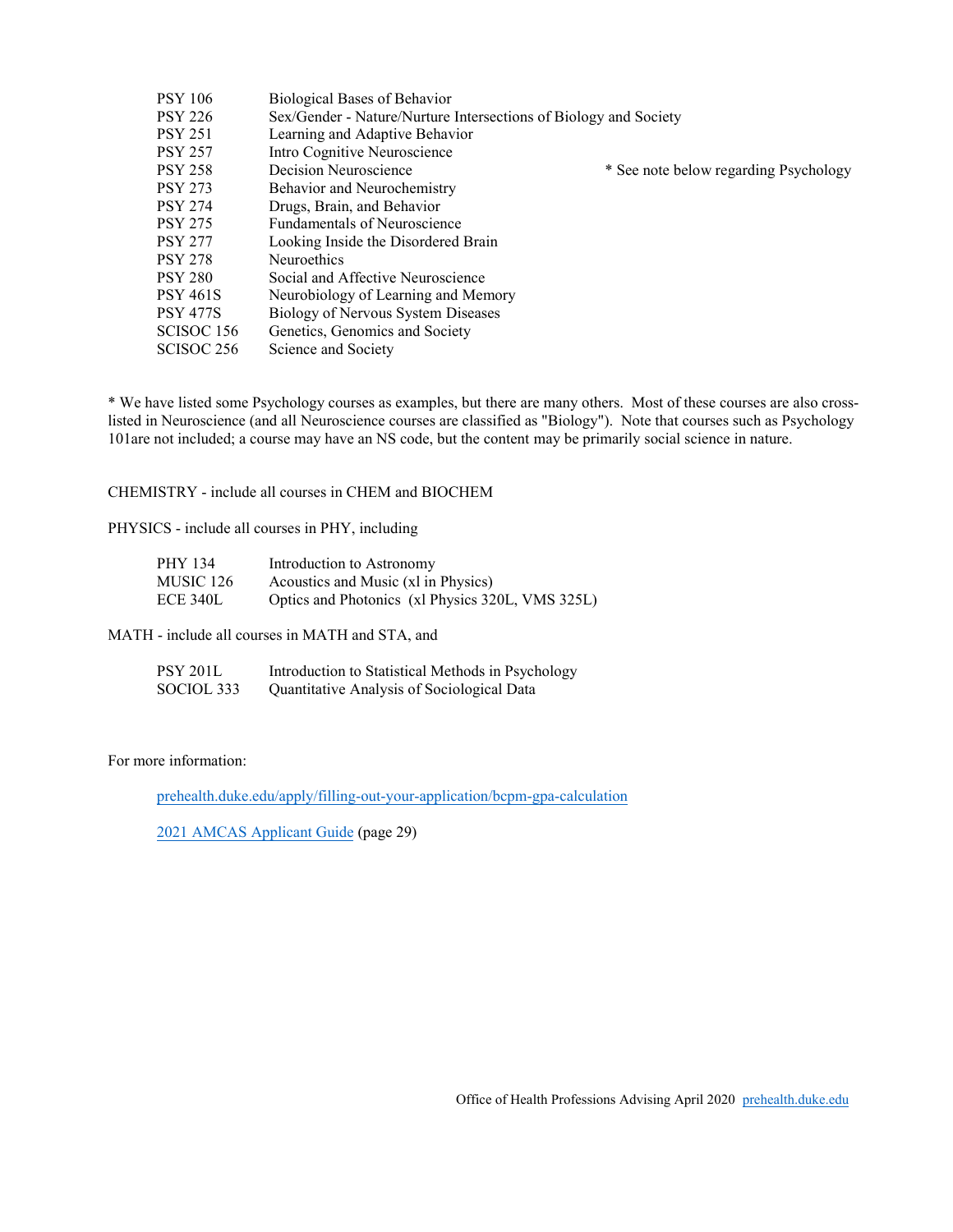| | | |
|---|---|---|
| PSY 106 | Biological Bases of Behavior | |
| PSY 226 | Sex/Gender - Nature/Nurture Intersections of Biology and Society | |
| PSY 251 | Learning and Adaptive Behavior | |
| PSY 257 | Intro Cognitive Neuroscience | |
| PSY 258 | Decision Neuroscience | * See note below regarding Psychology |
| PSY 273 | Behavior and Neurochemistry | |
| PSY 274 | Drugs, Brain, and Behavior | |
| PSY 275 | Fundamentals of Neuroscience | |
| PSY 277 | Looking Inside the Disordered Brain | |
| PSY 278 | Neuroethics | |
| PSY 280 | Social and Affective Neuroscience | |
| PSY 461S | Neurobiology of Learning and Memory | |
| PSY 477S | Biology of Nervous System Diseases | |
| SCISOC 156 | Genetics, Genomics and Society | |
| SCISOC 256 | Science and Society | |

* We have listed some Psychology courses as examples, but there are many others. Most of these courses are also cross-listed in Neuroscience (and all Neuroscience courses are classified as "Biology"). Note that courses such as Psychology 101are not included; a course may have an NS code, but the content may be primarily social science in nature.

CHEMISTRY - include all courses in CHEM and BIOCHEM

PHYSICS - include all courses in PHY, including

| | |
|---|---|
| PHY 134 | Introduction to Astronomy |
| MUSIC 126 | Acoustics and Music (xl in Physics) |
| ECE 340L | Optics and Photonics (xl Physics 320L, VMS 325L) |

MATH - include all courses in MATH and STA, and

| | |
|---|---|
| PSY 201L | Introduction to Statistical Methods in Psychology |
| SOCIOL 333 | Quantitative Analysis of Sociological Data |

For more information:

prehealth.duke.edu/apply/filling-out-your-application/bcpm-gpa-calculation

2021 AMCAS Applicant Guide (page 29)

Office of Health Professions Advising April 2020 prehealth.duke.edu